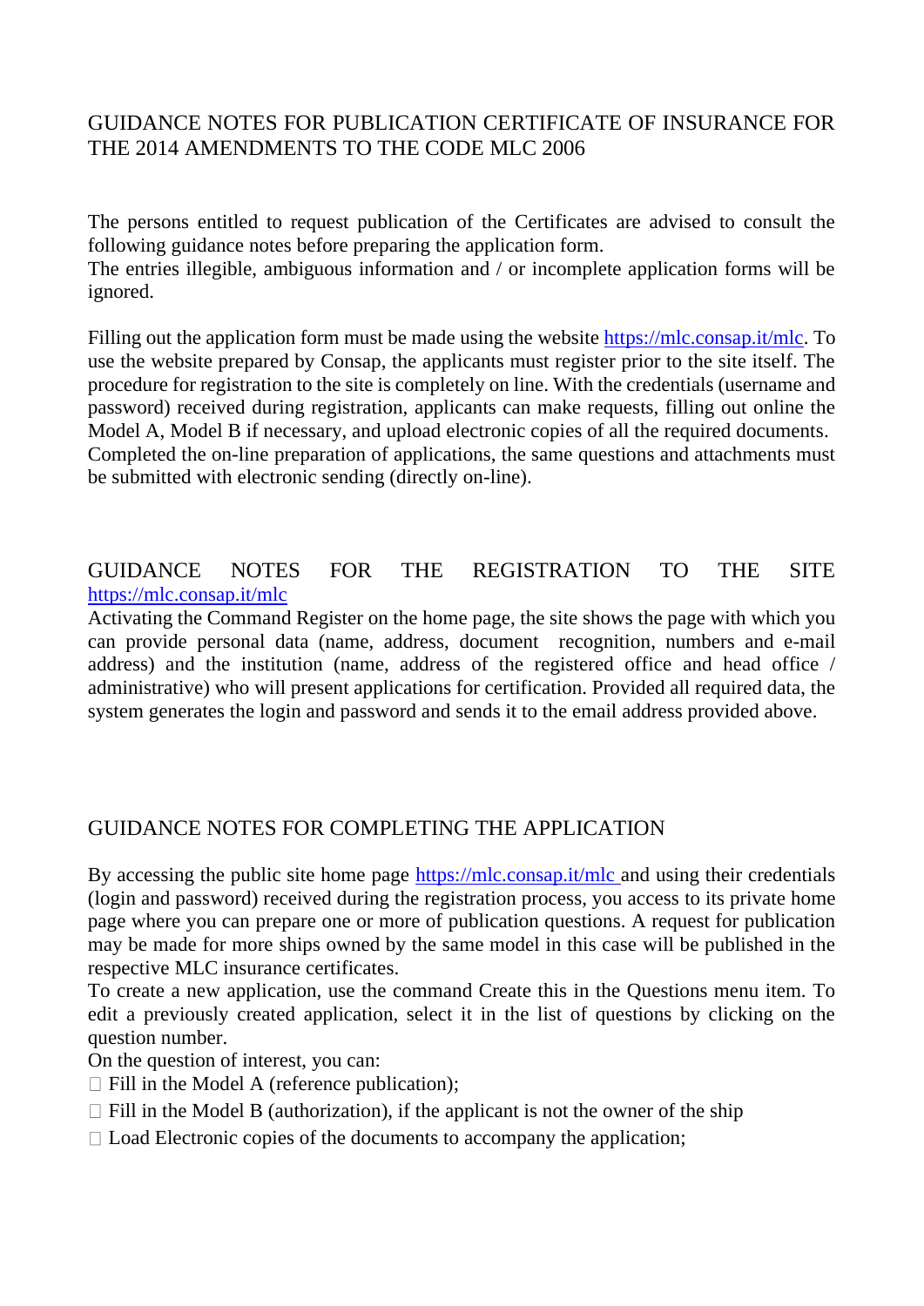# GUIDANCE NOTES FOR PUBLICATION CERTIFICATE OF INSURANCE FOR THE 2014 AMENDMENTS TO THE CODE MLC 2006

The persons entitled to request publication of the Certificates are advised to consult the following guidance notes before preparing the application form.
The entries illegible, ambiguous information and / or incomplete application forms will be ignored.

Filling out the application form must be made using the website https://mlc.consap.it/mlc. To use the website prepared by Consap, the applicants must register prior to the site itself. The procedure for registration to the site is completely on line. With the credentials (username and password) received during registration, applicants can make requests, filling out online the Model A, Model B if necessary, and upload electronic copies of all the required documents.
Completed the on-line preparation of applications, the same questions and attachments must be submitted with electronic sending (directly on-line).

## GUIDANCE NOTES FOR THE REGISTRATION TO THE SITE https://mlc.consap.it/mlc

Activating the Command Register on the home page, the site shows the page with which you can provide personal data (name, address, document recognition, numbers and e-mail address) and the institution (name, address of the registered office and head office / administrative) who will present applications for certification. Provided all required data, the system generates the login and password and sends it to the email address provided above.

## GUIDANCE NOTES FOR COMPLETING THE APPLICATION

By accessing the public site home page https://mlc.consap.it/mlc and using their credentials (login and password) received during the registration process, you access to its private home page where you can prepare one or more of publication questions. A request for publication may be made for more ships owned by the same model in this case will be published in the respective MLC insurance certificates.
To create a new application, use the command Create this in the Questions menu item. To edit a previously created application, select it in the list of questions by clicking on the question number.
On the question of interest, you can:

- Fill in the Model A (reference publication);
- Fill in the Model B (authorization), if the applicant is not the owner of the ship
- Load Electronic copies of the documents to accompany the application;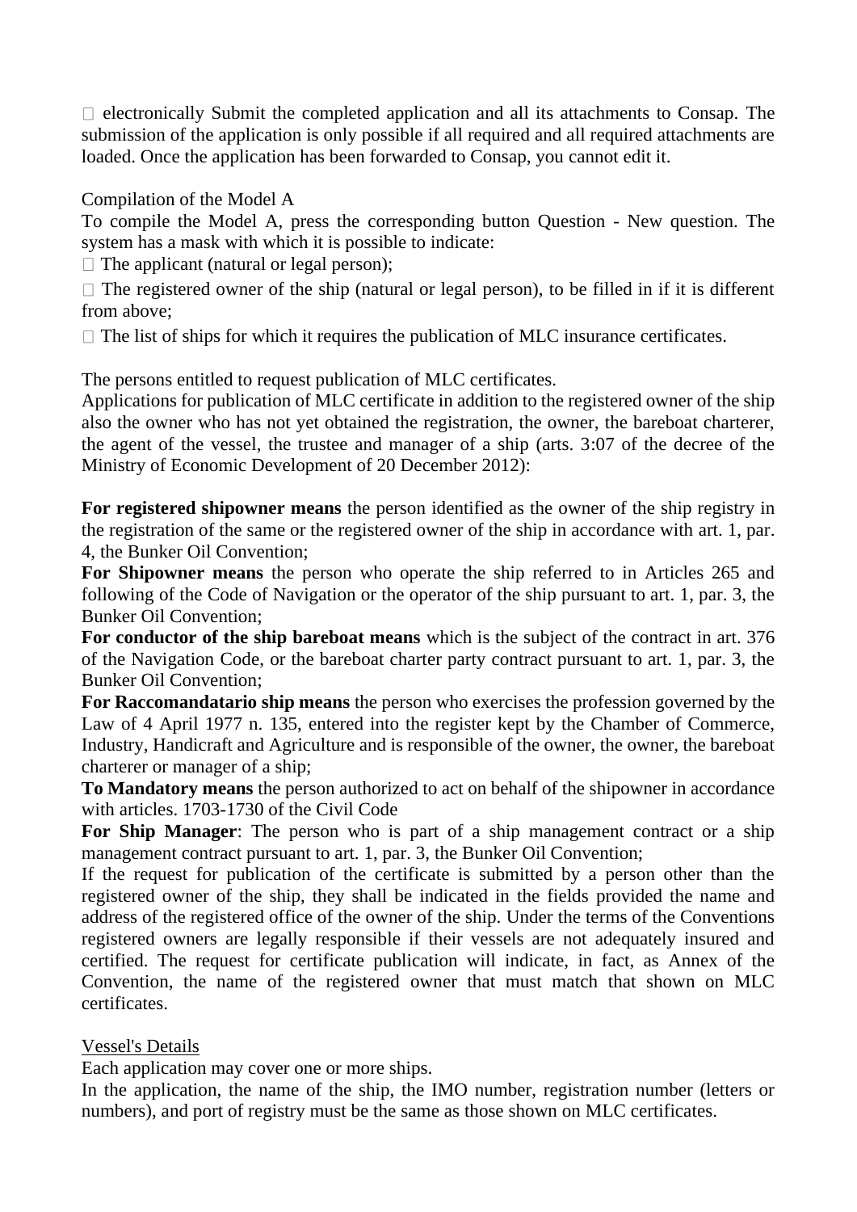- electronically Submit the completed application and all its attachments to Consap. The submission of the application is only possible if all required and all required attachments are loaded. Once the application has been forwarded to Consap, you cannot edit it.

Compilation of the Model A

To compile the Model A, press the corresponding button Question - New question. The system has a mask with which it is possible to indicate:

- The applicant (natural or legal person);
- The registered owner of the ship (natural or legal person), to be filled in if it is different from above;
- The list of ships for which it requires the publication of MLC insurance certificates.

The persons entitled to request publication of MLC certificates.

Applications for publication of MLC certificate in addition to the registered owner of the ship also the owner who has not yet obtained the registration, the owner, the bareboat charterer, the agent of the vessel, the trustee and manager of a ship (arts. 3:07 of the decree of the Ministry of Economic Development of 20 December 2012):

**For registered shipowner means** the person identified as the owner of the ship registry in the registration of the same or the registered owner of the ship in accordance with art. 1, par. 4, the Bunker Oil Convention;

**For Shipowner means** the person who operate the ship referred to in Articles 265 and following of the Code of Navigation or the operator of the ship pursuant to art. 1, par. 3, the Bunker Oil Convention;

**For conductor of the ship bareboat means** which is the subject of the contract in art. 376 of the Navigation Code, or the bareboat charter party contract pursuant to art. 1, par. 3, the Bunker Oil Convention;

**For Raccomandatario ship means** the person who exercises the profession governed by the Law of 4 April 1977 n. 135, entered into the register kept by the Chamber of Commerce, Industry, Handicraft and Agriculture and is responsible of the owner, the owner, the bareboat charterer or manager of a ship;

**To Mandatory means** the person authorized to act on behalf of the shipowner in accordance with articles. 1703-1730 of the Civil Code

**For Ship Manager**: The person who is part of a ship management contract or a ship management contract pursuant to art. 1, par. 3, the Bunker Oil Convention;

If the request for publication of the certificate is submitted by a person other than the registered owner of the ship, they shall be indicated in the fields provided the name and address of the registered office of the owner of the ship. Under the terms of the Conventions registered owners are legally responsible if their vessels are not adequately insured and certified. The request for certificate publication will indicate, in fact, as Annex of the Convention, the name of the registered owner that must match that shown on MLC certificates.

<u>Vessel's Details</u>

Each application may cover one or more ships.

In the application, the name of the ship, the IMO number, registration number (letters or numbers), and port of registry must be the same as those shown on MLC certificates.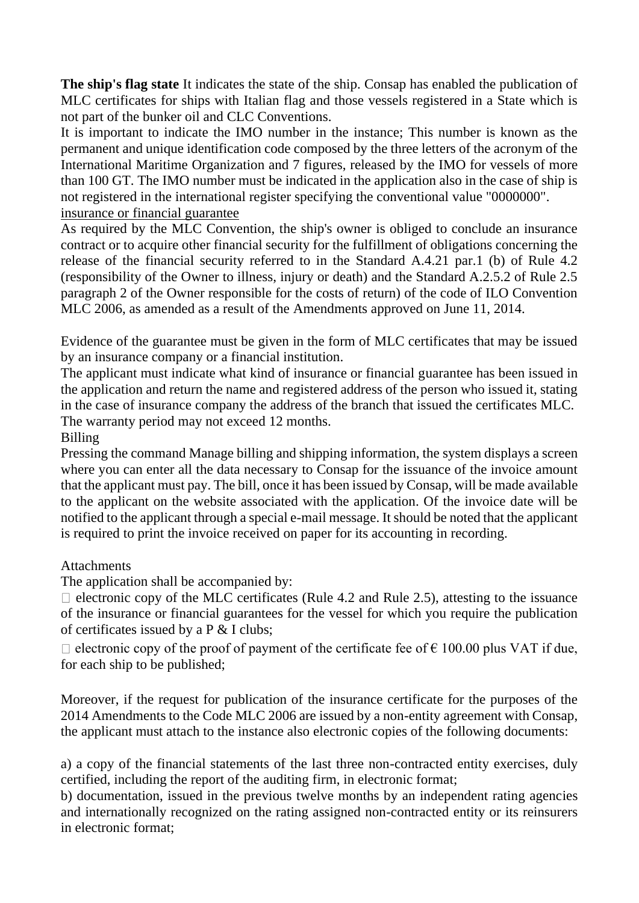**The ship's flag state** It indicates the state of the ship. Consap has enabled the publication of MLC certificates for ships with Italian flag and those vessels registered in a State which is not part of the bunker oil and CLC Conventions.

It is important to indicate the IMO number in the instance; This number is known as the permanent and unique identification code composed by the three letters of the acronym of the International Maritime Organization and 7 figures, released by the IMO for vessels of more than 100 GT. The IMO number must be indicated in the application also in the case of ship is not registered in the international register specifying the conventional value "0000000".

<u>insurance or financial guarantee</u>

As required by the MLC Convention, the ship's owner is obliged to conclude an insurance contract or to acquire other financial security for the fulfillment of obligations concerning the release of the financial security referred to in the Standard A.4.21 par.1 (b) of Rule 4.2 (responsibility of the Owner to illness, injury or death) and the Standard A.2.5.2 of Rule 2.5 paragraph 2 of the Owner responsible for the costs of return) of the code of ILO Convention MLC 2006, as amended as a result of the Amendments approved on June 11, 2014.

Evidence of the guarantee must be given in the form of MLC certificates that may be issued by an insurance company or a financial institution.

The applicant must indicate what kind of insurance or financial guarantee has been issued in the application and return the name and registered address of the person who issued it, stating in the case of insurance company the address of the branch that issued the certificates MLC. The warranty period may not exceed 12 months.

Billing

Pressing the command Manage billing and shipping information, the system displays a screen where you can enter all the data necessary to Consap for the issuance of the invoice amount that the applicant must pay. The bill, once it has been issued by Consap, will be made available to the applicant on the website associated with the application. Of the invoice date will be notified to the applicant through a special e-mail message. It should be noted that the applicant is required to print the invoice received on paper for its accounting in recording.

Attachments

The application shall be accompanied by:

- electronic copy of the MLC certificates (Rule 4.2 and Rule 2.5), attesting to the issuance of the insurance or financial guarantees for the vessel for which you require the publication of certificates issued by a P & I clubs;
- electronic copy of the proof of payment of the certificate fee of € 100.00 plus VAT if due, for each ship to be published;

Moreover, if the request for publication of the insurance certificate for the purposes of the 2014 Amendments to the Code MLC 2006 are issued by a non-entity agreement with Consap, the applicant must attach to the instance also electronic copies of the following documents:

a) a copy of the financial statements of the last three non-contracted entity exercises, duly certified, including the report of the auditing firm, in electronic format;

b) documentation, issued in the previous twelve months by an independent rating agencies and internationally recognized on the rating assigned non-contracted entity or its reinsurers in electronic format;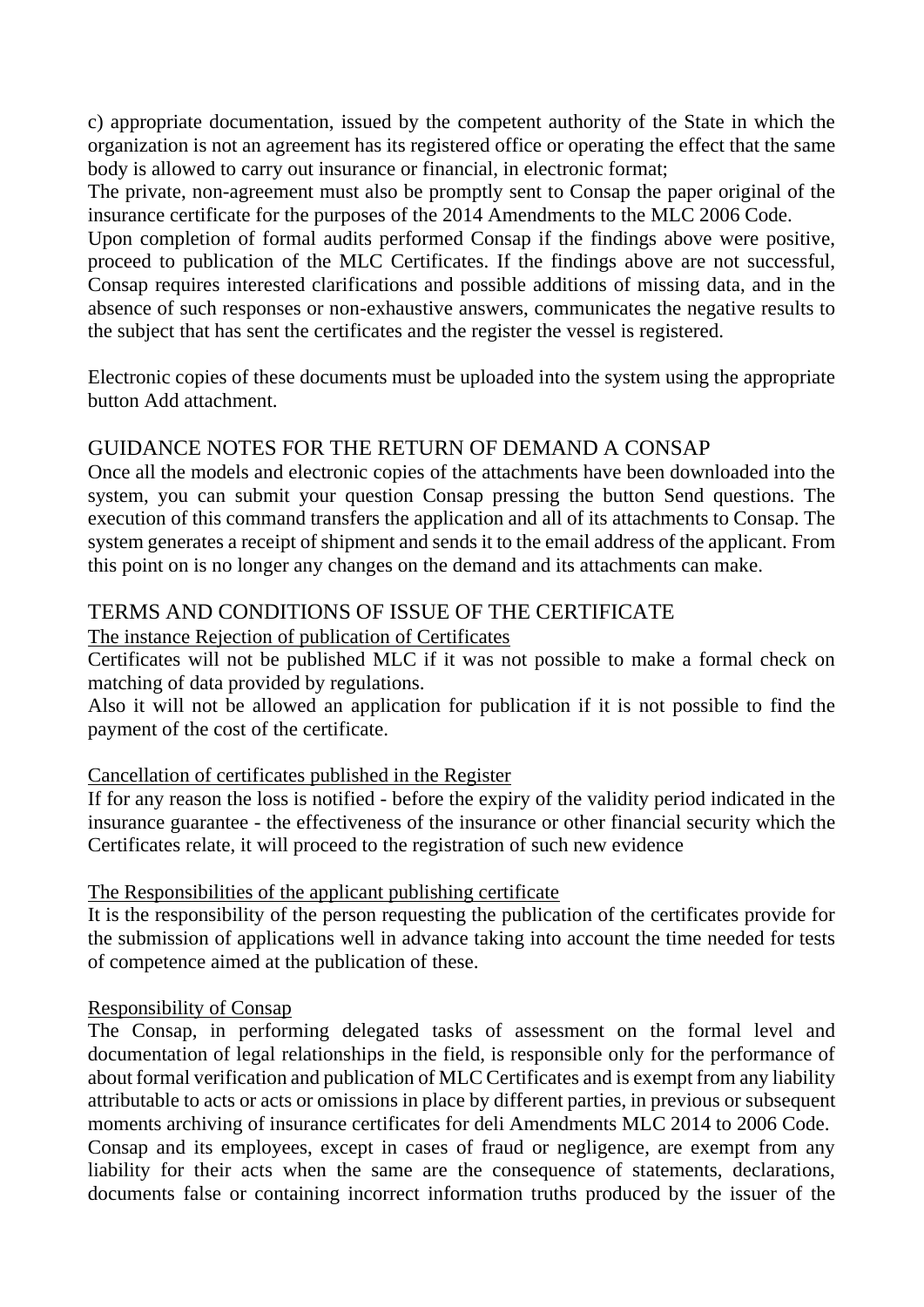c) appropriate documentation, issued by the competent authority of the State in which the organization is not an agreement has its registered office or operating the effect that the same body is allowed to carry out insurance or financial, in electronic format;

The private, non-agreement must also be promptly sent to Consap the paper original of the insurance certificate for the purposes of the 2014 Amendments to the MLC 2006 Code.

Upon completion of formal audits performed Consap if the findings above were positive, proceed to publication of the MLC Certificates. If the findings above are not successful, Consap requires interested clarifications and possible additions of missing data, and in the absence of such responses or non-exhaustive answers, communicates the negative results to the subject that has sent the certificates and the register the vessel is registered.

Electronic copies of these documents must be uploaded into the system using the appropriate button Add attachment.

## GUIDANCE NOTES FOR THE RETURN OF DEMAND A CONSAP

Once all the models and electronic copies of the attachments have been downloaded into the system, you can submit your question Consap pressing the button Send questions. The execution of this command transfers the application and all of its attachments to Consap. The system generates a receipt of shipment and sends it to the email address of the applicant. From this point on is no longer any changes on the demand and its attachments can make.

## TERMS AND CONDITIONS OF ISSUE OF THE CERTIFICATE

<u>The instance Rejection of publication of Certificates</u>

Certificates will not be published MLC if it was not possible to make a formal check on matching of data provided by regulations.

Also it will not be allowed an application for publication if it is not possible to find the payment of the cost of the certificate.

<u>Cancellation of certificates published in the Register</u>

If for any reason the loss is notified - before the expiry of the validity period indicated in the insurance guarantee - the effectiveness of the insurance or other financial security which the Certificates relate, it will proceed to the registration of such new evidence

<u>The Responsibilities of the applicant publishing certificate</u>

It is the responsibility of the person requesting the publication of the certificates provide for the submission of applications well in advance taking into account the time needed for tests of competence aimed at the publication of these.

<u>Responsibility of Consap</u>

The Consap, in performing delegated tasks of assessment on the formal level and documentation of legal relationships in the field, is responsible only for the performance of about formal verification and publication of MLC Certificates and is exempt from any liability attributable to acts or acts or omissions in place by different parties, in previous or subsequent moments archiving of insurance certificates for deli Amendments MLC 2014 to 2006 Code.

Consap and its employees, except in cases of fraud or negligence, are exempt from any liability for their acts when the same are the consequence of statements, declarations, documents false or containing incorrect information truths produced by the issuer of the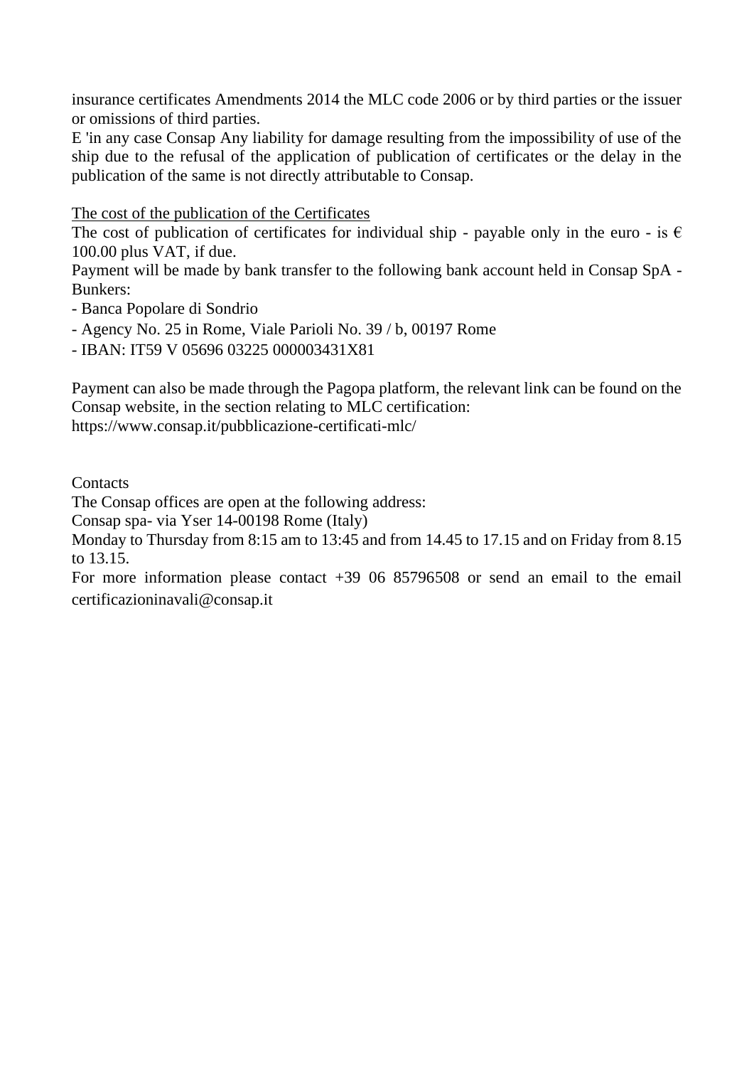insurance certificates Amendments 2014 the MLC code 2006 or by third parties or the issuer or omissions of third parties.

E 'in any case Consap Any liability for damage resulting from the impossibility of use of the ship due to the refusal of the application of publication of certificates or the delay in the publication of the same is not directly attributable to Consap.

<u>The cost of the publication of the Certificates</u>

The cost of publication of certificates for individual ship - payable only in the euro - is € 100.00 plus VAT, if due.

Payment will be made by bank transfer to the following bank account held in Consap SpA - Bunkers:

- Banca Popolare di Sondrio
- Agency No. 25 in Rome, Viale Parioli No. 39 / b, 00197 Rome
- IBAN: IT59 V 05696 03225 000003431X81

Payment can also be made through the Pagopa platform, the relevant link can be found on the Consap website, in the section relating to MLC certification:
https://www.consap.it/pubblicazione-certificati-mlc/

Contacts

The Consap offices are open at the following address:

Consap spa- via Yser 14-00198 Rome (Italy)

Monday to Thursday from 8:15 am to 13:45 and from 14.45 to 17.15 and on Friday from 8.15 to 13.15.

For more information please contact +39 06 85796508 or send an email to the email certificazioninavali@consap.it